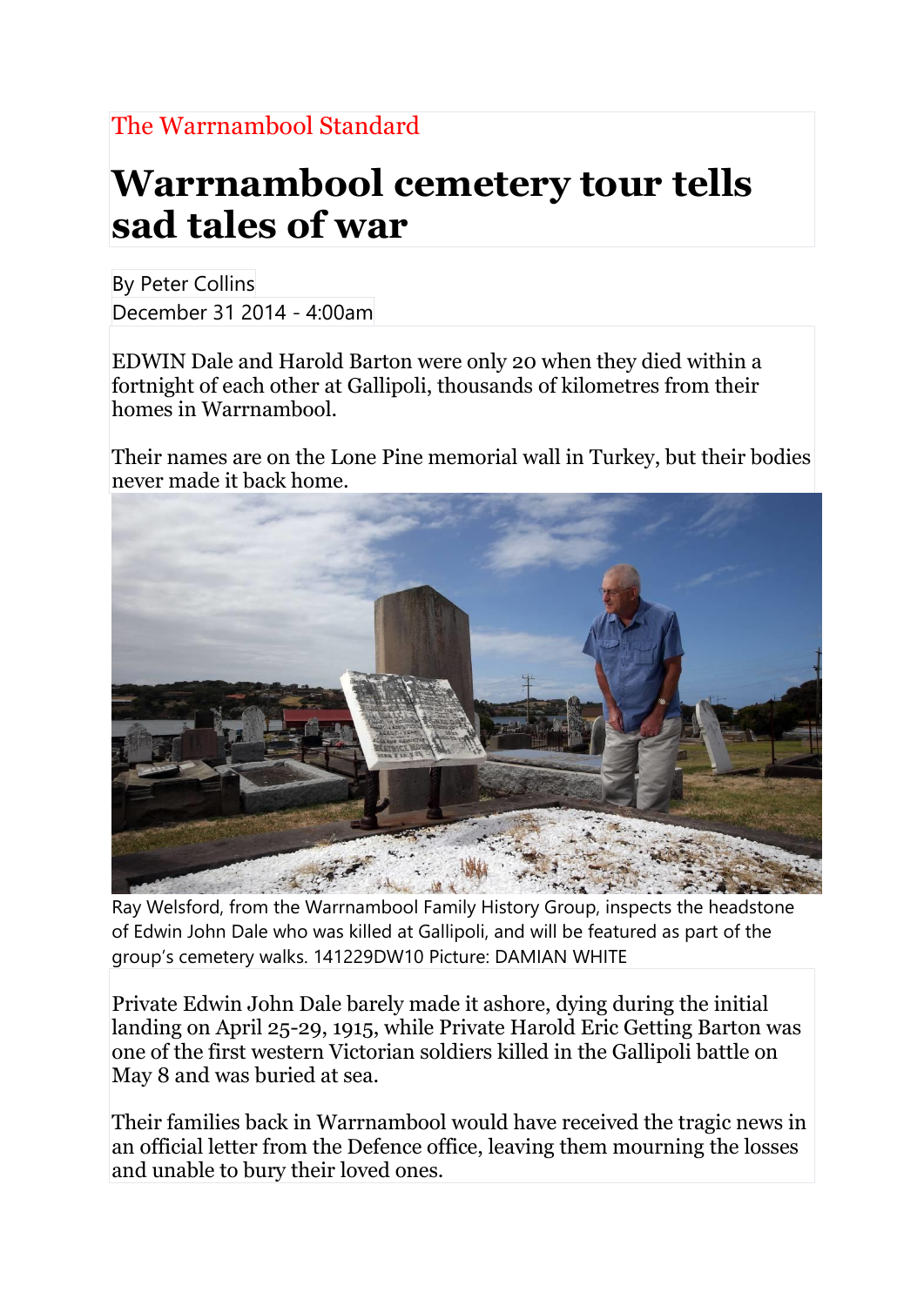The Warrnambool Standard

# Warrnambool cemetery tour tells sad tales of war

By Peter Collins
December 31 2014 - 4:00am

EDWIN Dale and Harold Barton were only 20 when they died within a fortnight of each other at Gallipoli, thousands of kilometres from their homes in Warrnambool.

Their names are on the Lone Pine memorial wall in Turkey, but their bodies never made it back home.

Ray Welsford, from the Warrnambool Family History Group, inspects the headstone of Edwin John Dale who was killed at Gallipoli, and will be featured as part of the group's cemetery walks. 141229DW10 Picture: DAMIAN WHITE

Private Edwin John Dale barely made it ashore, dying during the initial landing on April 25-29, 1915, while Private Harold Eric Getting Barton was one of the first western Victorian soldiers killed in the Gallipoli battle on May 8 and was buried at sea.

Their families back in Warrnambool would have received the tragic news in an official letter from the Defence office, leaving them mourning the losses and unable to bury their loved ones.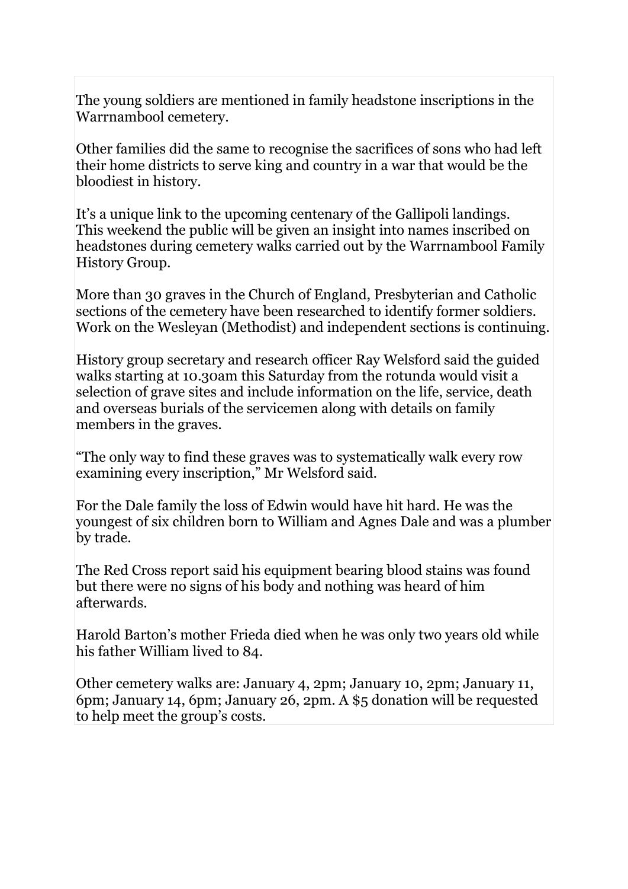The young soldiers are mentioned in family headstone inscriptions in the Warrnambool cemetery.

Other families did the same to recognise the sacrifices of sons who had left their home districts to serve king and country in a war that would be the bloodiest in history.

It's a unique link to the upcoming centenary of the Gallipoli landings. This weekend the public will be given an insight into names inscribed on headstones during cemetery walks carried out by the Warrnambool Family History Group.

More than 30 graves in the Church of England, Presbyterian and Catholic sections of the cemetery have been researched to identify former soldiers. Work on the Wesleyan (Methodist) and independent sections is continuing.

History group secretary and research officer Ray Welsford said the guided walks starting at 10.30am this Saturday from the rotunda would visit a selection of grave sites and include information on the life, service, death and overseas burials of the servicemen along with details on family members in the graves.

"The only way to find these graves was to systematically walk every row examining every inscription," Mr Welsford said.

For the Dale family the loss of Edwin would have hit hard. He was the youngest of six children born to William and Agnes Dale and was a plumber by trade.

The Red Cross report said his equipment bearing blood stains was found but there were no signs of his body and nothing was heard of him afterwards.

Harold Barton's mother Frieda died when he was only two years old while his father William lived to 84.

Other cemetery walks are: January 4, 2pm; January 10, 2pm; January 11, 6pm; January 14, 6pm; January 26, 2pm. A $5 donation will be requested to help meet the group's costs.